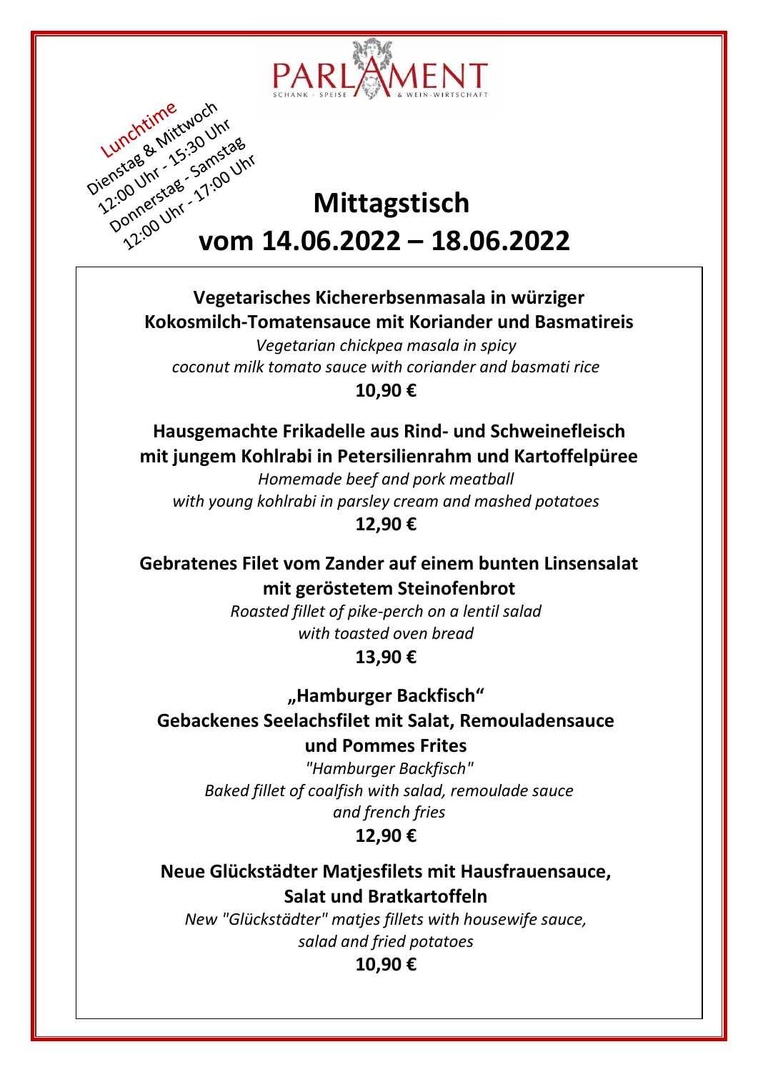PARLAMENT

SCHANK · SPEISE & WEIN-WIRTSCHAFT

Lunchtime
Dienstag & Mittwoch
12:00 Uhr - 15:30 Uhr
Donnerstag - Samstag
12:00 Uhr - 17:00 Uhr

# Mittagstisch vom 14.06.2022 – 18.06.2022

**Vegetarisches Kichererbsenmasala in würziger Kokosmilch-Tomatensauce mit Koriander und Basmatireis**

*Vegetarian chickpea masala in spicy coconut milk tomato sauce with coriander and basmati rice*

**10,90 €**

**Hausgemachte Frikadelle aus Rind- und Schweinefleisch mit jungem Kohlrabi in Petersilienrahm und Kartoffelpüree**

*Homemade beef and pork meatball with young kohlrabi in parsley cream and mashed potatoes*

**12,90 €**

**Gebratenes Filet vom Zander auf einem bunten Linsensalat mit geröstetem Steinofenbrot**

*Roasted fillet of pike-perch on a lentil salad with toasted oven bread*

**13,90 €**

**„Hamburger Backfisch" Gebackenes Seelachsfilet mit Salat, Remouladensauce und Pommes Frites**

*"Hamburger Backfisch" Baked fillet of coalfish with salad, remoulade sauce and french fries*

**12,90 €**

**Neue Glückstädter Matjesfilets mit Hausfrauensauce, Salat und Bratkartoffeln**

*New "Glückstädter" matjes fillets with housewife sauce, salad and fried potatoes*

**10,90 €**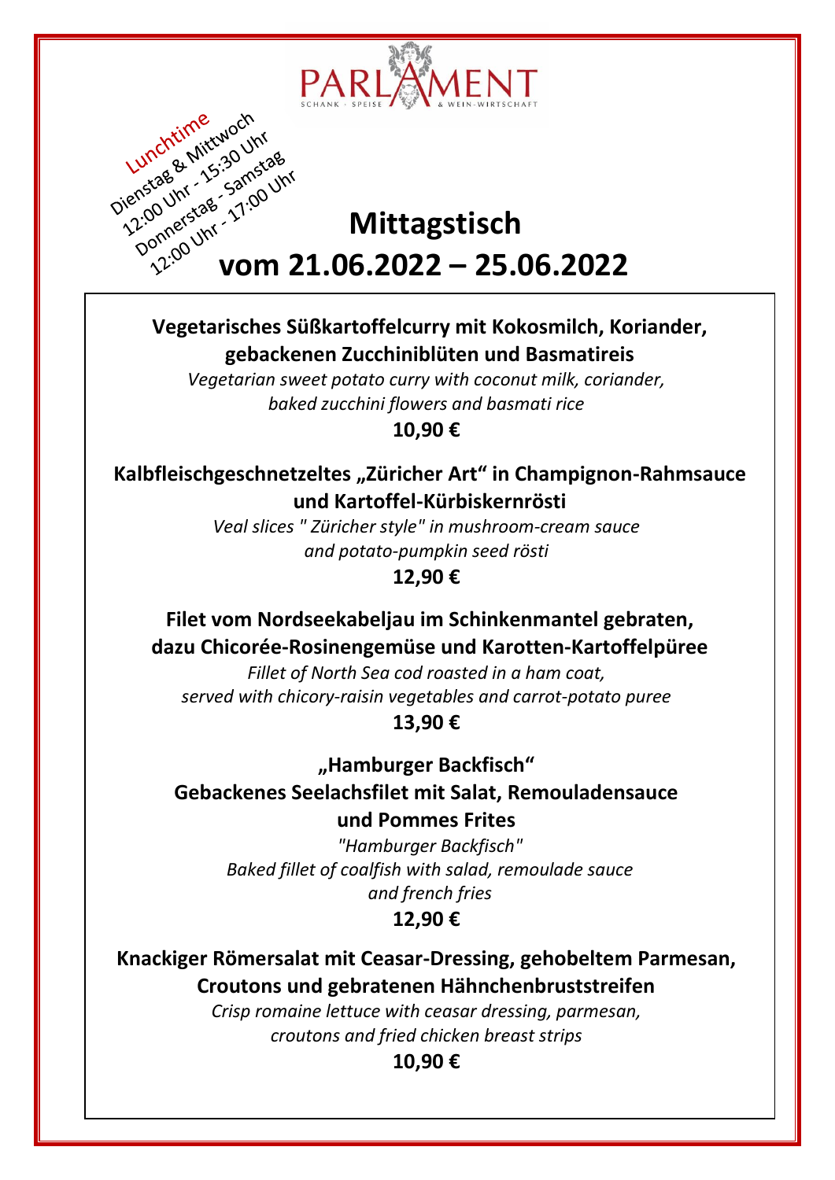PARLAMENT

SCHANK · SPEISE & WEIN-WIRTSCHAFT

Lunchtime
Dienstag & Mittwoch
12:00 Uhr - 15:30 Uhr
Donnerstag - Samstag
12:00 Uhr - 17:00 Uhr

# Mittagstisch
# vom 21.06.2022 – 25.06.2022

**Vegetarisches Süßkartoffelcurry mit Kokosmilch, Koriander, gebackenen Zucchiniblüten und Basmatireis**

*Vegetarian sweet potato curry with coconut milk, coriander, baked zucchini flowers and basmati rice*

**10,90 €**

**Kalbfleischgeschnetzeltes „Züricher Art“ in Champignon-Rahmsauce und Kartoffel-Kürbiskernrösti**

*Veal slices " Züricher style" in mushroom-cream sauce and potato-pumpkin seed rösti*

**12,90 €**

**Filet vom Nordseekabeljau im Schinkenmantel gebraten, dazu Chicorée-Rosinengemüse und Karotten-Kartoffelpüree**

*Fillet of North Sea cod roasted in a ham coat, served with chicory-raisin vegetables and carrot-potato puree*

**13,90 €**

**„Hamburger Backfisch“**
**Gebackenes Seelachsfilet mit Salat, Remouladensauce und Pommes Frites**

*"Hamburger Backfisch"*
*Baked fillet of coalfish with salad, remoulade sauce and french fries*

**12,90 €**

**Knackiger Römersalat mit Ceasar-Dressing, gehobeltem Parmesan, Croutons und gebratenen Hähnchenbruststreifen**

*Crisp romaine lettuce with ceasar dressing, parmesan, croutons and fried chicken breast strips*

**10,90 €**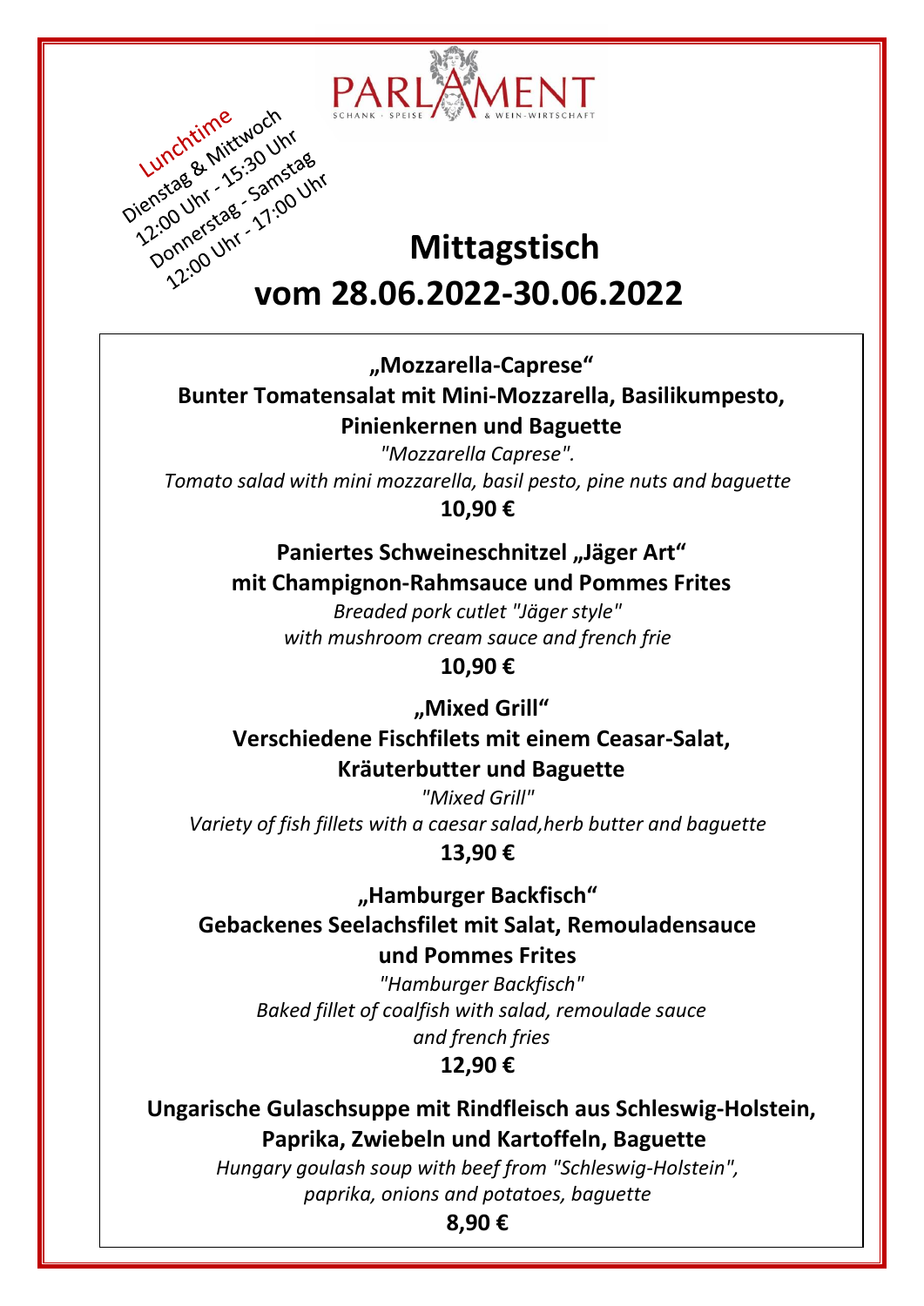PARLAMENT
SCHANK · SPEISE & WEIN-WIRTSCHAFT

Lunchtime
Dienstag & Mittwoch
12:00 Uhr - 15:30 Uhr
Donnerstag - Samstag
12:00 Uhr - 17:00 Uhr

# Mittagstisch
# vom 28.06.2022-30.06.2022

**„Mozzarella-Caprese“**
**Bunter Tomatensalat mit Mini-Mozzarella, Basilikumpesto, Pinienkernen und Baguette**
*"Mozzarella Caprese".*
*Tomato salad with mini mozzarella, basil pesto, pine nuts and baguette*
**10,90 €**

**Paniertes Schweineschnitzel „Jäger Art“**
**mit Champignon-Rahmsauce und Pommes Frites**
*Breaded pork cutlet "Jäger style"*
*with mushroom cream sauce and french frie*
**10,90 €**

**„Mixed Grill“**
**Verschiedene Fischfilets mit einem Ceasar-Salat, Kräuterbutter und Baguette**
*"Mixed Grill"*
*Variety of fish fillets with a caesar salad,herb butter and baguette*
**13,90 €**

**„Hamburger Backfisch“**
**Gebackenes Seelachsfilet mit Salat, Remouladensauce und Pommes Frites**
*"Hamburger Backfisch"*
*Baked fillet of coalfish with salad, remoulade sauce and french fries*
**12,90 €**

**Ungarische Gulaschsuppe mit Rindfleisch aus Schleswig-Holstein, Paprika, Zwiebeln und Kartoffeln, Baguette**
*Hungary goulash soup with beef from "Schleswig-Holstein", paprika, onions and potatoes, baguette*
**8,90 €**